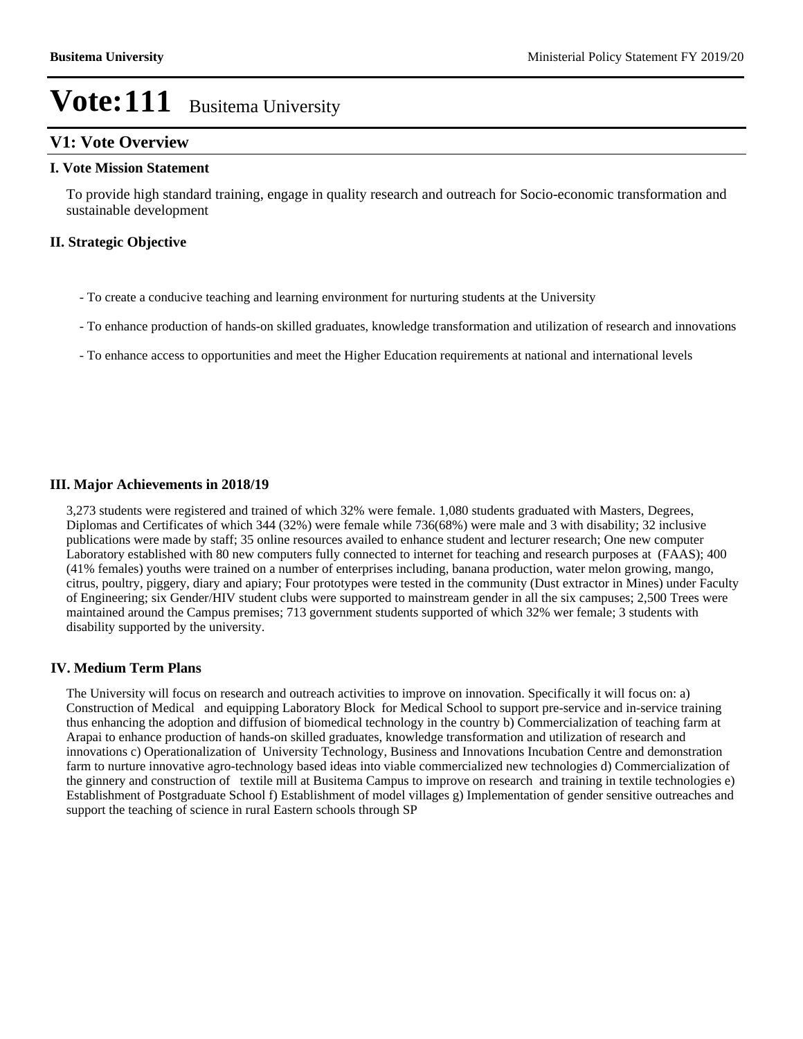# Vote:111 Busitema University

## V1: Vote Overview

### I. Vote Mission Statement

To provide high standard training, engage in quality research and outreach for Socio-economic transformation and sustainable development

### II. Strategic Objective

- To create a conducive teaching and learning environment for nurturing students at the University
- To enhance production of hands-on skilled graduates, knowledge transformation and utilization of research and innovations
- To enhance access to opportunities and meet the Higher Education requirements at national and international levels

### III. Major Achievements in 2018/19

3,273 students were registered and trained of which 32% were female. 1,080 students graduated with Masters, Degrees, Diplomas and Certificates of which 344 (32%) were female while 736(68%) were male and 3 with disability; 32 inclusive publications were made by staff; 35 online resources availed to enhance student and lecturer research; One new computer Laboratory established with 80 new computers fully connected to internet for teaching and research purposes at (FAAS); 400 (41% females) youths were trained on a number of enterprises including, banana production, water melon growing, mango, citrus, poultry, piggery, diary and apiary; Four prototypes were tested in the community (Dust extractor in Mines) under Faculty of Engineering; six Gender/HIV student clubs were supported to mainstream gender in all the six campuses; 2,500 Trees were maintained around the Campus premises; 713 government students supported of which 32% wer female; 3 students with disability supported by the university.

### IV. Medium Term Plans

The University will focus on research and outreach activities to improve on innovation. Specifically it will focus on: a) Construction of Medical and equipping Laboratory Block for Medical School to support pre-service and in-service training thus enhancing the adoption and diffusion of biomedical technology in the country b) Commercialization of teaching farm at Arapai to enhance production of hands-on skilled graduates, knowledge transformation and utilization of research and innovations c) Operationalization of University Technology, Business and Innovations Incubation Centre and demonstration farm to nurture innovative agro-technology based ideas into viable commercialized new technologies d) Commercialization of the ginnery and construction of textile mill at Busitema Campus to improve on research and training in textile technologies e) Establishment of Postgraduate School f) Establishment of model villages g) Implementation of gender sensitive outreaches and support the teaching of science in rural Eastern schools through SP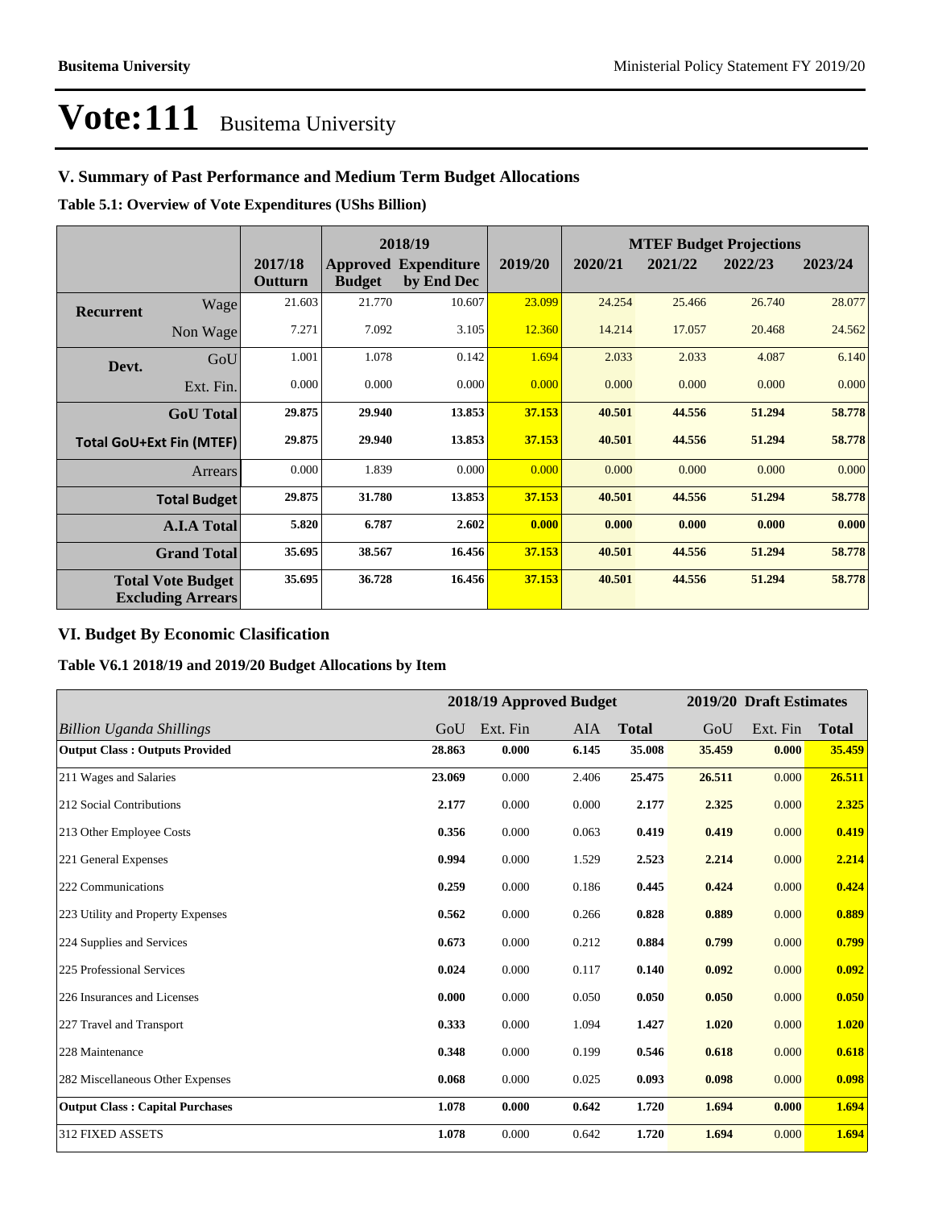# Vote:111 Busitema University

## V. Summary of Past Performance and Medium Term Budget Allocations

**Table 5.1: Overview of Vote Expenditures (UShs Billion)**

| | | 2017/18 Outturn | 2018/19 Approved Budget | 2018/19 Expenditure by End Dec | 2019/20 | 2020/21 | 2021/22 | 2022/23 | 2023/24 |
|---|---|---|---|---|---|---|---|---|---|
| | | | | | | MTEF Budget Projections | | | |
| **Recurrent** | Wage | 21.603 | 21.770 | 10.607 | 23.099 | 24.254 | 25.466 | 26.740 | 28.077 |
| | Non Wage | 7.271 | 7.092 | 3.105 | 12.360 | 14.214 | 17.057 | 20.468 | 24.562 |
| **Devt.** | GoU | 1.001 | 1.078 | 0.142 | 1.694 | 2.033 | 2.033 | 4.087 | 6.140 |
| | Ext. Fin. | 0.000 | 0.000 | 0.000 | 0.000 | 0.000 | 0.000 | 0.000 | 0.000 |
| | **GoU Total** | **29.875** | **29.940** | **13.853** | **37.153** | **40.501** | **44.556** | **51.294** | **58.778** |
| **Total GoU+Ext Fin (MTEF)** | | **29.875** | **29.940** | **13.853** | **37.153** | **40.501** | **44.556** | **51.294** | **58.778** |
| | Arrears | 0.000 | 1.839 | 0.000 | 0.000 | 0.000 | 0.000 | 0.000 | 0.000 |
| | **Total Budget** | **29.875** | **31.780** | **13.853** | **37.153** | **40.501** | **44.556** | **51.294** | **58.778** |
| | **A.I.A Total** | **5.820** | **6.787** | **2.602** | **0.000** | **0.000** | **0.000** | **0.000** | **0.000** |
| | **Grand Total** | **35.695** | **38.567** | **16.456** | **37.153** | **40.501** | **44.556** | **51.294** | **58.778** |
| | **Total Vote Budget Excluding Arrears** | **35.695** | **36.728** | **16.456** | **37.153** | **40.501** | **44.556** | **51.294** | **58.778** |

## VI. Budget By Economic Clasification

**Table V6.1 2018/19 and 2019/20 Budget Allocations by Item**

| | 2018/19 Approved Budget | | | | 2019/20 Draft Estimates | | |
|---|---|---|---|---|---|---|---|
| *Billion Uganda Shillings* | GoU | Ext. Fin | AIA | **Total** | GoU | Ext. Fin | **Total** |
| **Output Class : Outputs Provided** | **28.863** | **0.000** | **6.145** | **35.008** | **35.459** | **0.000** | **35.459** |
| 211 Wages and Salaries | **23.069** | 0.000 | 2.406 | **25.475** | **26.511** | 0.000 | **26.511** |
| 212 Social Contributions | **2.177** | 0.000 | 0.000 | **2.177** | **2.325** | 0.000 | **2.325** |
| 213 Other Employee Costs | **0.356** | 0.000 | 0.063 | **0.419** | **0.419** | 0.000 | **0.419** |
| 221 General Expenses | **0.994** | 0.000 | 1.529 | **2.523** | **2.214** | 0.000 | **2.214** |
| 222 Communications | **0.259** | 0.000 | 0.186 | **0.445** | **0.424** | 0.000 | **0.424** |
| 223 Utility and Property Expenses | **0.562** | 0.000 | 0.266 | **0.828** | **0.889** | 0.000 | **0.889** |
| 224 Supplies and Services | **0.673** | 0.000 | 0.212 | **0.884** | **0.799** | 0.000 | **0.799** |
| 225 Professional Services | **0.024** | 0.000 | 0.117 | **0.140** | **0.092** | 0.000 | **0.092** |
| 226 Insurances and Licenses | **0.000** | 0.000 | 0.050 | **0.050** | **0.050** | 0.000 | **0.050** |
| 227 Travel and Transport | **0.333** | 0.000 | 1.094 | **1.427** | **1.020** | 0.000 | **1.020** |
| 228 Maintenance | **0.348** | 0.000 | 0.199 | **0.546** | **0.618** | 0.000 | **0.618** |
| 282 Miscellaneous Other Expenses | **0.068** | 0.000 | 0.025 | **0.093** | **0.098** | 0.000 | **0.098** |
| **Output Class : Capital Purchases** | **1.078** | **0.000** | **0.642** | **1.720** | **1.694** | **0.000** | **1.694** |
| 312 FIXED ASSETS | **1.078** | 0.000 | 0.642 | **1.720** | **1.694** | 0.000 | **1.694** |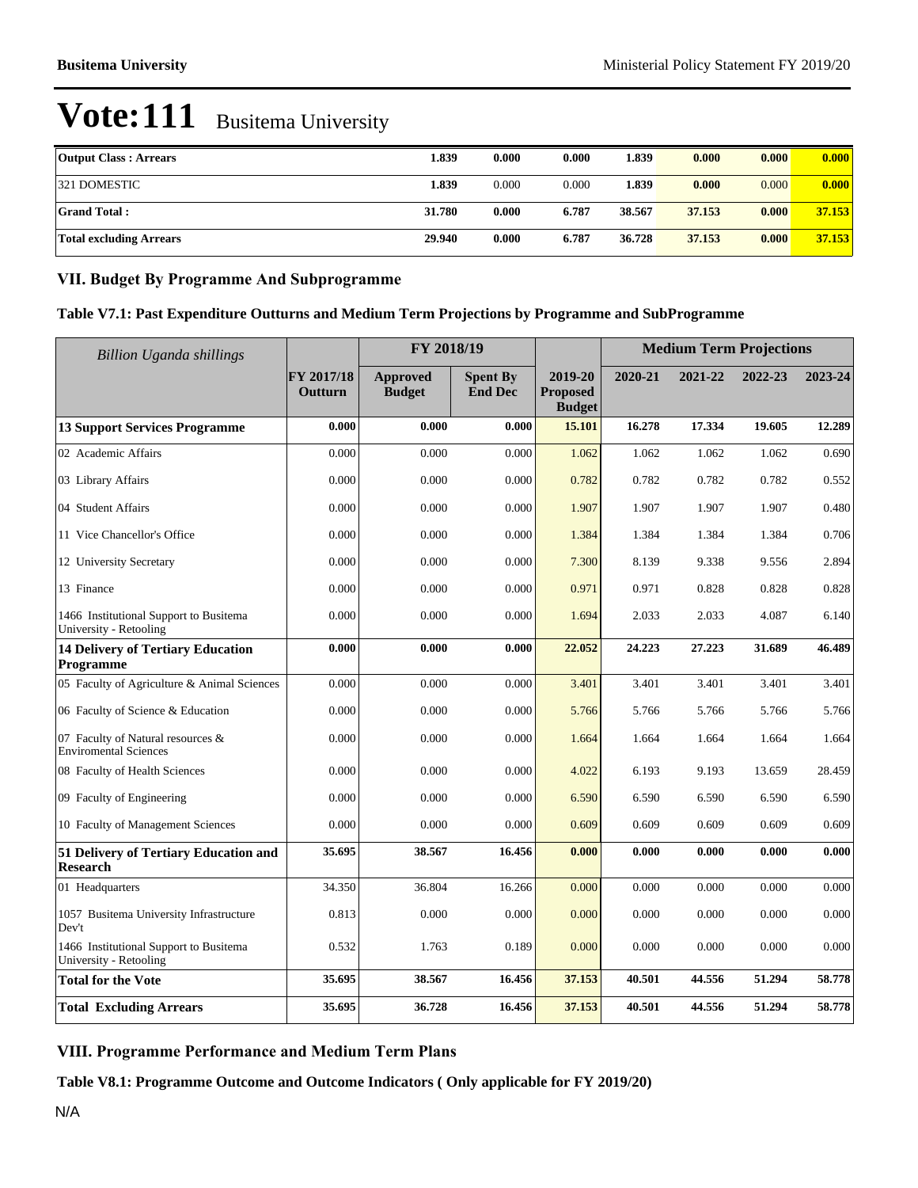# Vote:111 Busitema University

| Output Class : Arrears | 1.839 | 0.000 | 0.000 | 1.839 | 0.000 | 0.000 | 0.000 |
|---|---|---|---|---|---|---|---|
| 321 DOMESTIC | 1.839 | 0.000 | 0.000 | 1.839 | 0.000 | 0.000 | 0.000 |
| **Grand Total :** | **31.780** | **0.000** | **6.787** | **38.567** | **37.153** | **0.000** | **37.153** |
| **Total excluding Arrears** | **29.940** | **0.000** | **6.787** | **36.728** | **37.153** | **0.000** | **37.153** |

## VII. Budget By Programme And Subprogramme

### Table V7.1: Past Expenditure Outturns and Medium Term Projections by Programme and SubProgramme

| *Billion Uganda shillings* | | FY 2018/19 | | | Medium Term Projections | | | |
|---|---|---|---|---|---|---|---|---|
| | FY 2017/18 Outturn | Approved Budget | Spent By End Dec | 2019-20 Proposed Budget | 2020-21 | 2021-22 | 2022-23 | 2023-24 |
| **13 Support Services Programme** | **0.000** | **0.000** | **0.000** | **15.101** | **16.278** | **17.334** | **19.605** | **12.289** |
| 02 Academic Affairs | 0.000 | 0.000 | 0.000 | 1.062 | 1.062 | 1.062 | 1.062 | 0.690 |
| 03 Library Affairs | 0.000 | 0.000 | 0.000 | 0.782 | 0.782 | 0.782 | 0.782 | 0.552 |
| 04 Student Affairs | 0.000 | 0.000 | 0.000 | 1.907 | 1.907 | 1.907 | 1.907 | 0.480 |
| 11 Vice Chancellor's Office | 0.000 | 0.000 | 0.000 | 1.384 | 1.384 | 1.384 | 1.384 | 0.706 |
| 12 University Secretary | 0.000 | 0.000 | 0.000 | 7.300 | 8.139 | 9.338 | 9.556 | 2.894 |
| 13 Finance | 0.000 | 0.000 | 0.000 | 0.971 | 0.971 | 0.828 | 0.828 | 0.828 |
| 1466 Institutional Support to Busitema University - Retooling | 0.000 | 0.000 | 0.000 | 1.694 | 2.033 | 2.033 | 4.087 | 6.140 |
| **14 Delivery of Tertiary Education Programme** | **0.000** | **0.000** | **0.000** | **22.052** | **24.223** | **27.223** | **31.689** | **46.489** |
| 05 Faculty of Agriculture & Animal Sciences | 0.000 | 0.000 | 0.000 | 3.401 | 3.401 | 3.401 | 3.401 | 3.401 |
| 06 Faculty of Science & Education | 0.000 | 0.000 | 0.000 | 5.766 | 5.766 | 5.766 | 5.766 | 5.766 |
| 07 Faculty of Natural resources & Enviromental Sciences | 0.000 | 0.000 | 0.000 | 1.664 | 1.664 | 1.664 | 1.664 | 1.664 |
| 08 Faculty of Health Sciences | 0.000 | 0.000 | 0.000 | 4.022 | 6.193 | 9.193 | 13.659 | 28.459 |
| 09 Faculty of Engineering | 0.000 | 0.000 | 0.000 | 6.590 | 6.590 | 6.590 | 6.590 | 6.590 |
| 10 Faculty of Management Sciences | 0.000 | 0.000 | 0.000 | 0.609 | 0.609 | 0.609 | 0.609 | 0.609 |
| **51 Delivery of Tertiary Education and Research** | **35.695** | **38.567** | **16.456** | **0.000** | **0.000** | **0.000** | **0.000** | **0.000** |
| 01 Headquarters | 34.350 | 36.804 | 16.266 | 0.000 | 0.000 | 0.000 | 0.000 | 0.000 |
| 1057 Busitema University Infrastructure Dev't | 0.813 | 0.000 | 0.000 | 0.000 | 0.000 | 0.000 | 0.000 | 0.000 |
| 1466 Institutional Support to Busitema University - Retooling | 0.532 | 1.763 | 0.189 | 0.000 | 0.000 | 0.000 | 0.000 | 0.000 |
| **Total for the Vote** | **35.695** | **38.567** | **16.456** | **37.153** | **40.501** | **44.556** | **51.294** | **58.778** |
| **Total Excluding Arrears** | **35.695** | **36.728** | **16.456** | **37.153** | **40.501** | **44.556** | **51.294** | **58.778** |

## VIII. Programme Performance and Medium Term Plans

### Table V8.1: Programme Outcome and Outcome Indicators ( Only applicable for FY 2019/20)

N/A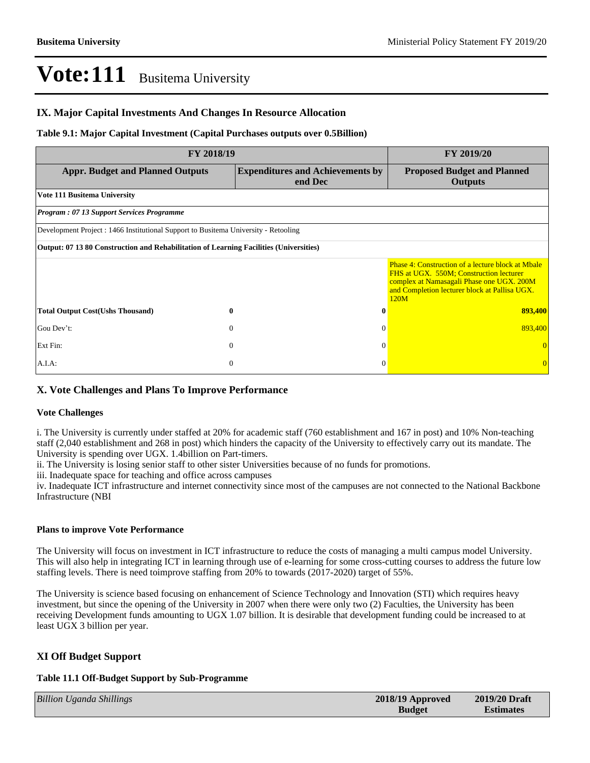# Vote:111 Busitema University

## IX. Major Capital Investments And Changes In Resource Allocation

**Table 9.1: Major Capital Investment (Capital Purchases outputs over 0.5Billion)**

| FY 2018/19 | | FY 2019/20 |
|---|---|---|
| **Appr. Budget and Planned Outputs** | **Expenditures and Achievements by end Dec** | **Proposed Budget and Planned Outputs** |
| **Vote 111 Busitema University** | | |
| ***Program : 07 13 Support Services Programme*** | | |
| Development Project : 1466 Institutional Support to Busitema University - Retooling | | |
| **Output: 07 13 80 Construction and Rehabilitation of Learning Facilities (Universities)** | | |
| | | Phase 4: Construction of a lecture block at Mbale FHS at UGX. 550M; Construction lecturer complex at Namasagali Phase one UGX. 200M and Completion lecturer block at Pallisa UGX. 120M |
| **Total Output Cost(Ushs Thousand)** **0** | **0** | **893,400** |
| Gou Dev't: 0 | 0 | 893,400 |
| Ext Fin: 0 | 0 | 0 |
| A.I.A: 0 | 0 | 0 |

## X. Vote Challenges and Plans To Improve Performance

### Vote Challenges

i. The University is currently under staffed at 20% for academic staff (760 establishment and 167 in post) and 10% Non-teaching staff (2,040 establishment and 268 in post) which hinders the capacity of the University to effectively carry out its mandate. The University is spending over UGX. 1.4billion on Part-timers.
ii. The University is losing senior staff to other sister Universities because of no funds for promotions.
iii. Inadequate space for teaching and office across campuses
iv. Inadequate ICT infrastructure and internet connectivity since most of the campuses are not connected to the National Backbone Infrastructure (NBI

### Plans to improve Vote Performance

The University will focus on investment in ICT infrastructure to reduce the costs of managing a multi campus model University. This will also help in integrating ICT in learning through use of e-learning for some cross-cutting courses to address the future low staffing levels. There is need toimprove staffing from 20% to towards (2017-2020) target of 55%.

The University is science based focusing on enhancement of Science Technology and Innovation (STI) which requires heavy investment, but since the opening of the University in 2007 when there were only two (2) Faculties, the University has been receiving Development funds amounting to UGX 1.07 billion. It is desirable that development funding could be increased to at least UGX 3 billion per year.

## XI Off Budget Support

**Table 11.1 Off-Budget Support by Sub-Programme**

| *Billion Uganda Shillings* | 2018/19 Approved Budget | 2019/20 Draft Estimates |
|---|---|---|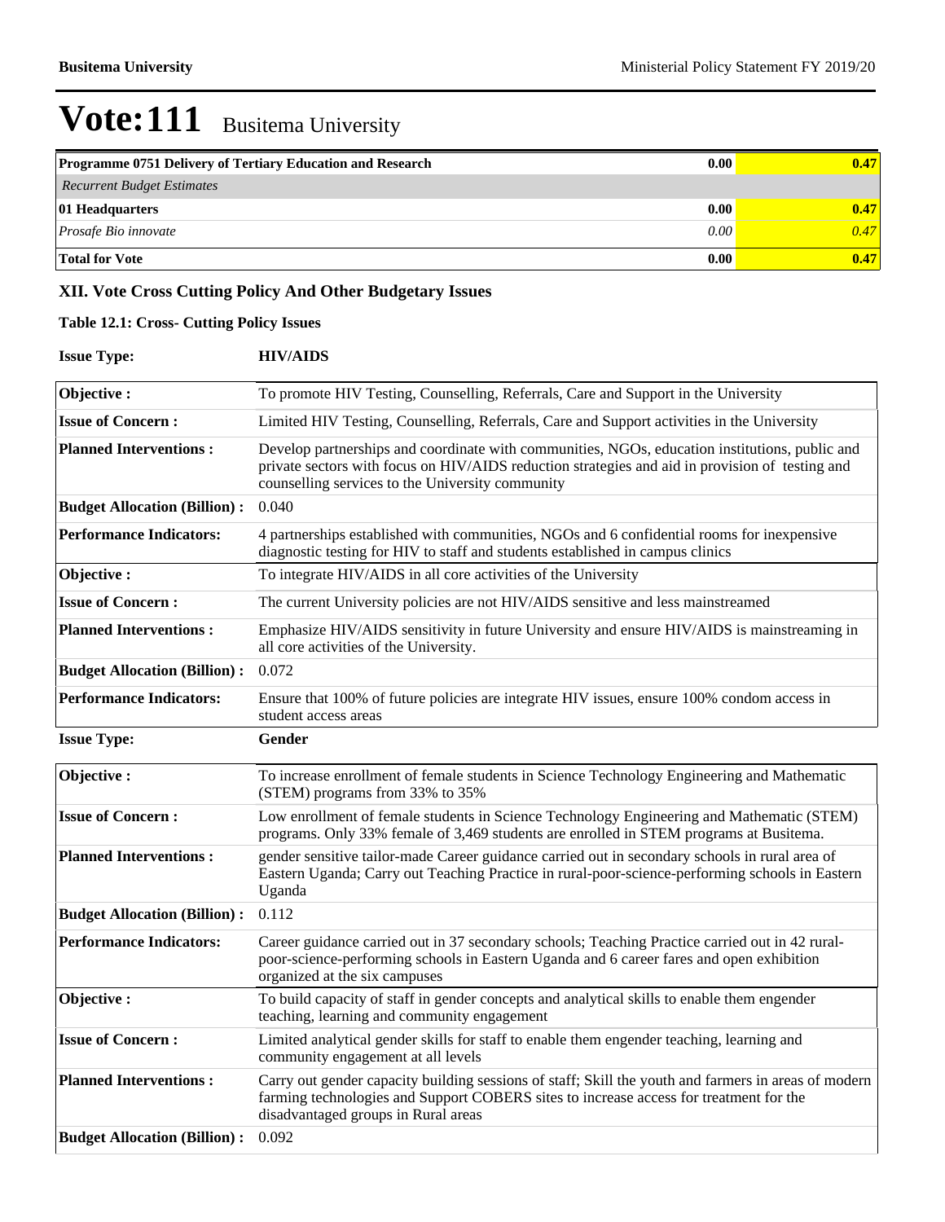# Vote:111 Busitema University

| Programme 0751 Delivery of Tertiary Education and Research | 0.00 | 0.47 |
|---|---|---|
| *Recurrent Budget Estimates* | | |
| **01 Headquarters** | **0.00** | **0.47** |
| *Prosafe Bio innovate* | *0.00* | *0.47* |
| **Total for Vote** | **0.00** | **0.47** |

## XII. Vote Cross Cutting Policy And Other Budgetary Issues

### Table 12.1: Cross- Cutting Policy Issues

**Issue Type:** **HIV/AIDS**

| | |
|---|---|
| **Objective :** | To promote HIV Testing, Counselling, Referrals, Care and Support in the University |
| **Issue of Concern :** | Limited HIV Testing, Counselling, Referrals, Care and Support activities in the University |
| **Planned Interventions :** | Develop partnerships and coordinate with communities, NGOs, education institutions, public and private sectors with focus on HIV/AIDS reduction strategies and aid in provision of testing and counselling services to the University community |
| **Budget Allocation (Billion) :** | 0.040 |
| **Performance Indicators:** | 4 partnerships established with communities, NGOs and 6 confidential rooms for inexpensive diagnostic testing for HIV to staff and students established in campus clinics |
| **Objective :** | To integrate HIV/AIDS in all core activities of the University |
| **Issue of Concern :** | The current University policies are not HIV/AIDS sensitive and less mainstreamed |
| **Planned Interventions :** | Emphasize HIV/AIDS sensitivity in future University and ensure HIV/AIDS is mainstreaming in all core activities of the University. |
| **Budget Allocation (Billion) :** | 0.072 |
| **Performance Indicators:** | Ensure that 100% of future policies are integrate HIV issues, ensure 100% condom access in student access areas |

**Issue Type:** **Gender**

| | |
|---|---|
| **Objective :** | To increase enrollment of female students in Science Technology Engineering and Mathematic (STEM) programs from 33% to 35% |
| **Issue of Concern :** | Low enrollment of female students in Science Technology Engineering and Mathematic (STEM) programs. Only 33% female of 3,469 students are enrolled in STEM programs at Busitema. |
| **Planned Interventions :** | gender sensitive tailor-made Career guidance carried out in secondary schools in rural area of Eastern Uganda; Carry out Teaching Practice in rural-poor-science-performing schools in Eastern Uganda |
| **Budget Allocation (Billion) :** | 0.112 |
| **Performance Indicators:** | Career guidance carried out in 37 secondary schools; Teaching Practice carried out in 42 rural-poor-science-performing schools in Eastern Uganda and 6 career fares and open exhibition organized at the six campuses |
| **Objective :** | To build capacity of staff in gender concepts and analytical skills to enable them engender teaching, learning and community engagement |
| **Issue of Concern :** | Limited analytical gender skills for staff to enable them engender teaching, learning and community engagement at all levels |
| **Planned Interventions :** | Carry out gender capacity building sessions of staff; Skill the youth and farmers in areas of modern farming technologies and Support COBERS sites to increase access for treatment for the disadvantaged groups in Rural areas |
| **Budget Allocation (Billion) :** | 0.092 |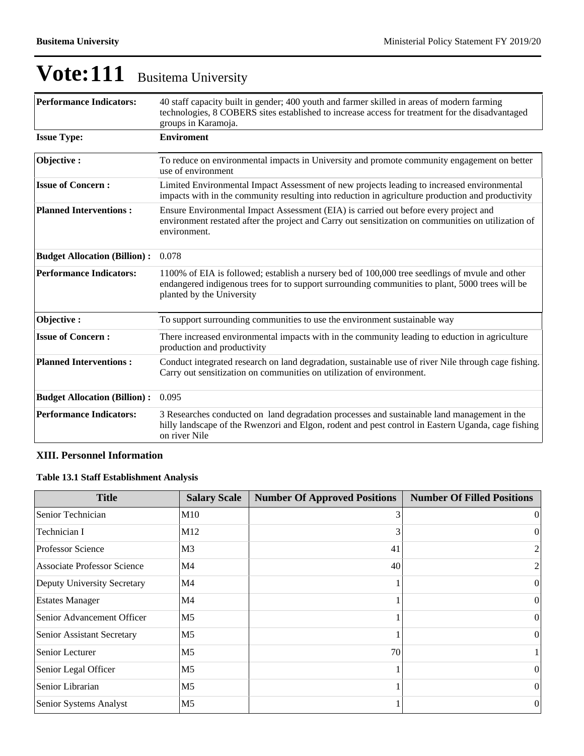# Vote:111 Busitema University

| | |
|---|---|
| **Performance Indicators:** | 40 staff capacity built in gender; 400 youth and farmer skilled in areas of modern farming technologies, 8 COBERS sites established to increase access for treatment for the disadvantaged groups in Karamoja. |
| **Issue Type:** | **Enviroment** |

| | |
|---|---|
| **Objective :** | To reduce on environmental impacts in University and promote community engagement on better use of environment |
| **Issue of Concern :** | Limited Environmental Impact Assessment of new projects leading to increased environmental impacts with in the community resulting into reduction in agriculture production and productivity |
| **Planned Interventions :** | Ensure Environmental Impact Assessment (EIA) is carried out before every project and environment restated after the project and Carry out sensitization on communities on utilization of environment. |
| **Budget Allocation (Billion) :** | 0.078 |
| **Performance Indicators:** | 1100% of EIA is followed; establish a nursery bed of 100,000 tree seedlings of mvule and other endangered indigenous trees for to support surrounding communities to plant, 5000 trees will be planted by the University |

| | |
|---|---|
| **Objective :** | To support surrounding communities to use the environment sustainable way |
| **Issue of Concern :** | There increased environmental impacts with in the community leading to eduction in agriculture production and productivity |
| **Planned Interventions :** | Conduct integrated research on land degradation, sustainable use of river Nile through cage fishing. Carry out sensitization on communities on utilization of environment. |
| **Budget Allocation (Billion) :** | 0.095 |
| **Performance Indicators:** | 3 Researches conducted on land degradation processes and sustainable land management in the hilly landscape of the Rwenzori and Elgon, rodent and pest control in Eastern Uganda, cage fishing on river Nile |

### XIII. Personnel Information

#### Table 13.1 Staff Establishment Analysis

| Title | Salary Scale | Number Of Approved Positions | Number Of Filled Positions |
|---|---|---|---|
| Senior Technician | M10 | 3 | 0 |
| Technician I | M12 | 3 | 0 |
| Professor Science | M3 | 41 | 2 |
| Associate Professor Science | M4 | 40 | 2 |
| Deputy University Secretary | M4 | 1 | 0 |
| Estates Manager | M4 | 1 | 0 |
| Senior Advancement Officer | M5 | 1 | 0 |
| Senior Assistant Secretary | M5 | 1 | 0 |
| Senior Lecturer | M5 | 70 | 1 |
| Senior Legal Officer | M5 | 1 | 0 |
| Senior Librarian | M5 | 1 | 0 |
| Senior Systems Analyst | M5 | 1 | 0 |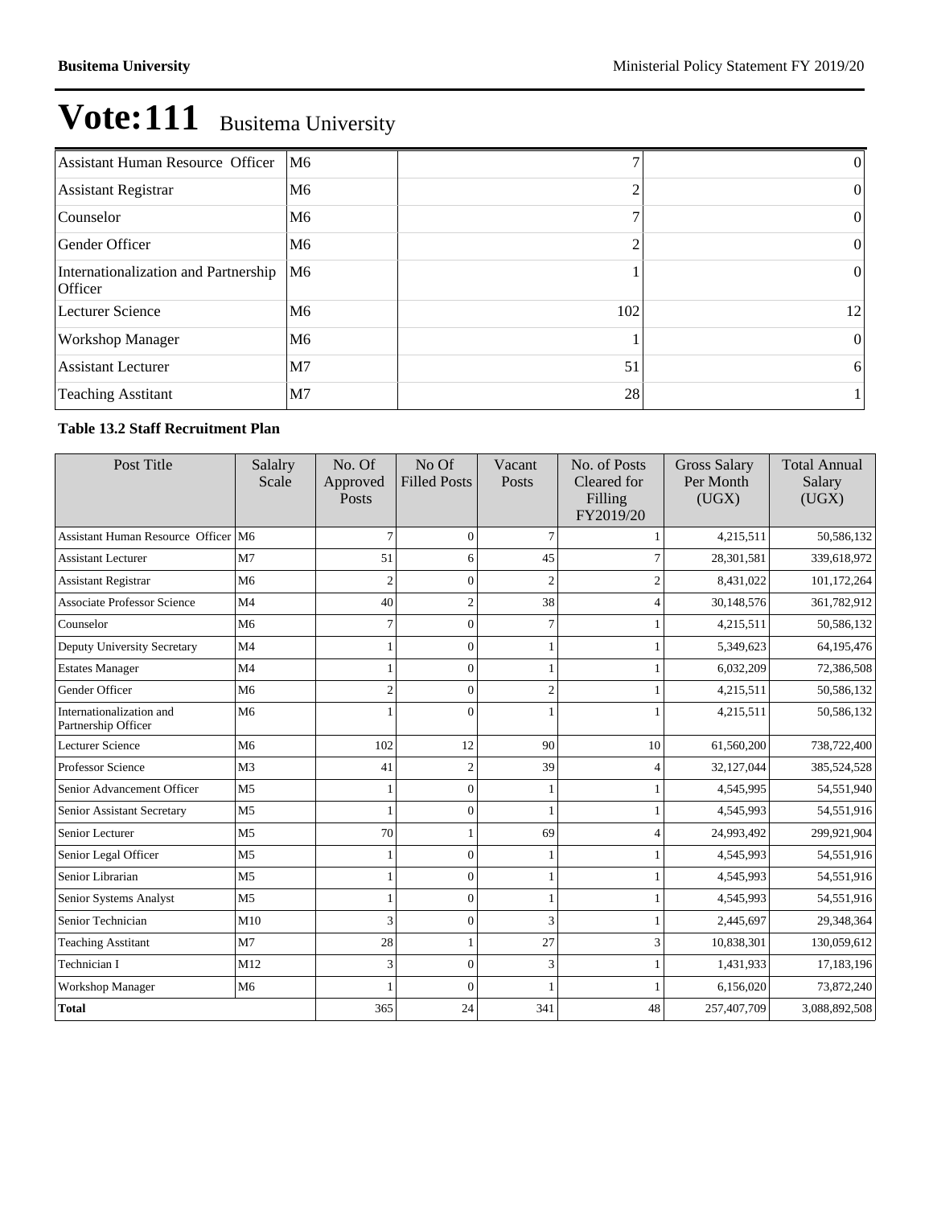# Vote:111 Busitema University

| | | | |
|---|---|---|---|
| Assistant Human Resource Officer | M6 | 7 | 0 |
| Assistant Registrar | M6 | 2 | 0 |
| Counselor | M6 | 7 | 0 |
| Gender Officer | M6 | 2 | 0 |
| Internationalization and Partnership Officer | M6 | 1 | 0 |
| Lecturer Science | M6 | 102 | 12 |
| Workshop Manager | M6 | 1 | 0 |
| Assistant Lecturer | M7 | 51 | 6 |
| Teaching Asstitant | M7 | 28 | 1 |

**Table 13.2 Staff Recruitment Plan**

| Post Title | Salalry Scale | No. Of Approved Posts | No Of Filled Posts | Vacant Posts | No. of Posts Cleared for Filling FY2019/20 | Gross Salary Per Month (UGX) | Total Annual Salary (UGX) |
|---|---|---|---|---|---|---|---|
| Assistant Human Resource Officer | M6 | 7 | 0 | 7 | 1 | 4,215,511 | 50,586,132 |
| Assistant Lecturer | M7 | 51 | 6 | 45 | 7 | 28,301,581 | 339,618,972 |
| Assistant Registrar | M6 | 2 | 0 | 2 | 2 | 8,431,022 | 101,172,264 |
| Associate Professor Science | M4 | 40 | 2 | 38 | 4 | 30,148,576 | 361,782,912 |
| Counselor | M6 | 7 | 0 | 7 | 1 | 4,215,511 | 50,586,132 |
| Deputy University Secretary | M4 | 1 | 0 | 1 | 1 | 5,349,623 | 64,195,476 |
| Estates Manager | M4 | 1 | 0 | 1 | 1 | 6,032,209 | 72,386,508 |
| Gender Officer | M6 | 2 | 0 | 2 | 1 | 4,215,511 | 50,586,132 |
| Internationalization and Partnership Officer | M6 | 1 | 0 | 1 | 1 | 4,215,511 | 50,586,132 |
| Lecturer Science | M6 | 102 | 12 | 90 | 10 | 61,560,200 | 738,722,400 |
| Professor Science | M3 | 41 | 2 | 39 | 4 | 32,127,044 | 385,524,528 |
| Senior Advancement Officer | M5 | 1 | 0 | 1 | 1 | 4,545,995 | 54,551,940 |
| Senior Assistant Secretary | M5 | 1 | 0 | 1 | 1 | 4,545,993 | 54,551,916 |
| Senior Lecturer | M5 | 70 | 1 | 69 | 4 | 24,993,492 | 299,921,904 |
| Senior Legal Officer | M5 | 1 | 0 | 1 | 1 | 4,545,993 | 54,551,916 |
| Senior Librarian | M5 | 1 | 0 | 1 | 1 | 4,545,993 | 54,551,916 |
| Senior Systems Analyst | M5 | 1 | 0 | 1 | 1 | 4,545,993 | 54,551,916 |
| Senior Technician | M10 | 3 | 0 | 3 | 1 | 2,445,697 | 29,348,364 |
| Teaching Asstitant | M7 | 28 | 1 | 27 | 3 | 10,838,301 | 130,059,612 |
| Technician I | M12 | 3 | 0 | 3 | 1 | 1,431,933 | 17,183,196 |
| Workshop Manager | M6 | 1 | 0 | 1 | 1 | 6,156,020 | 73,872,240 |
| **Total** | | 365 | 24 | 341 | 48 | 257,407,709 | 3,088,892,508 |